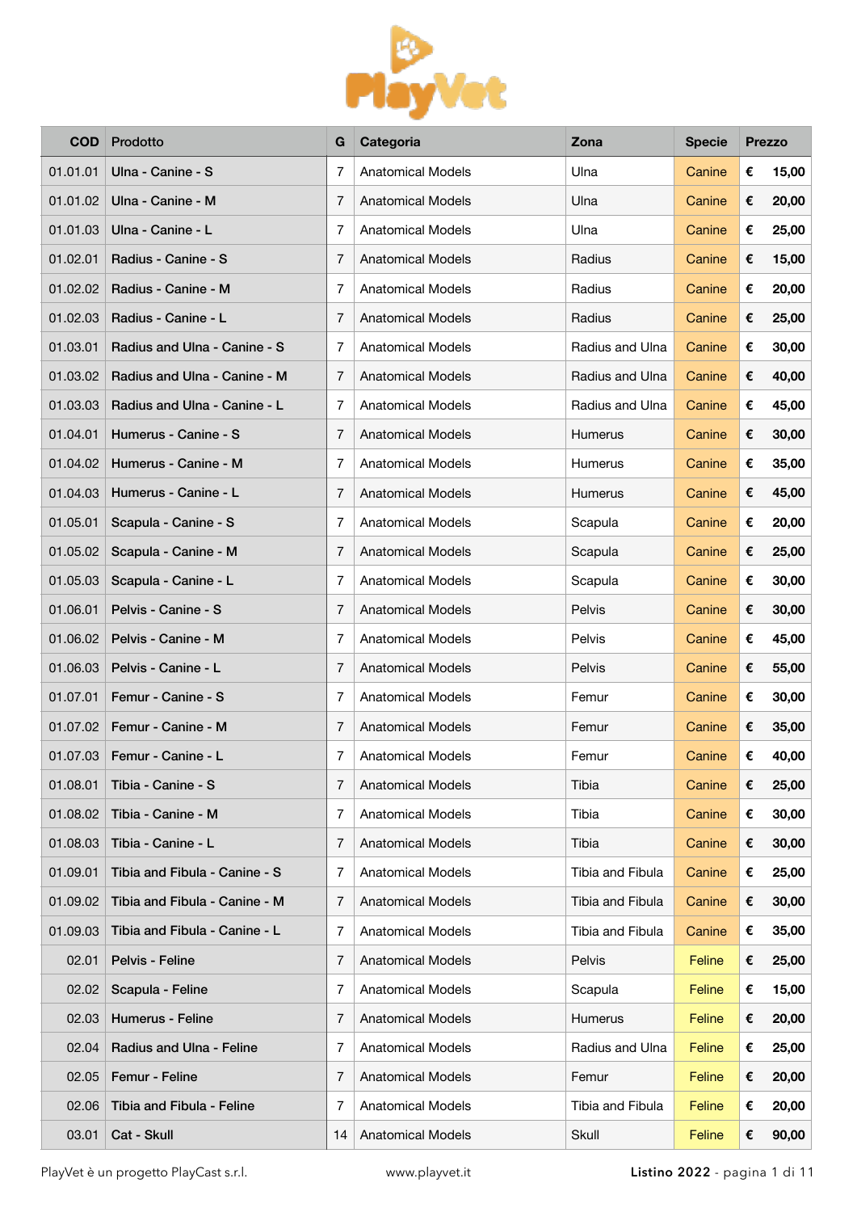# PlayVet

| COD | Prodotto | G | Categoria | Zona | Specie | Prezzo |
|---|---|---|---|---|---|---|
| 01.01.01 | Ulna - Canine - S | 7 | Anatomical Models | Ulna | Canine | € 15,00 |
| 01.01.02 | Ulna - Canine - M | 7 | Anatomical Models | Ulna | Canine | € 20,00 |
| 01.01.03 | Ulna - Canine - L | 7 | Anatomical Models | Ulna | Canine | € 25,00 |
| 01.02.01 | Radius - Canine - S | 7 | Anatomical Models | Radius | Canine | € 15,00 |
| 01.02.02 | Radius - Canine - M | 7 | Anatomical Models | Radius | Canine | € 20,00 |
| 01.02.03 | Radius - Canine - L | 7 | Anatomical Models | Radius | Canine | € 25,00 |
| 01.03.01 | Radius and Ulna - Canine - S | 7 | Anatomical Models | Radius and Ulna | Canine | € 30,00 |
| 01.03.02 | Radius and Ulna - Canine - M | 7 | Anatomical Models | Radius and Ulna | Canine | € 40,00 |
| 01.03.03 | Radius and Ulna - Canine - L | 7 | Anatomical Models | Radius and Ulna | Canine | € 45,00 |
| 01.04.01 | Humerus - Canine - S | 7 | Anatomical Models | Humerus | Canine | € 30,00 |
| 01.04.02 | Humerus - Canine - M | 7 | Anatomical Models | Humerus | Canine | € 35,00 |
| 01.04.03 | Humerus - Canine - L | 7 | Anatomical Models | Humerus | Canine | € 45,00 |
| 01.05.01 | Scapula - Canine - S | 7 | Anatomical Models | Scapula | Canine | € 20,00 |
| 01.05.02 | Scapula - Canine - M | 7 | Anatomical Models | Scapula | Canine | € 25,00 |
| 01.05.03 | Scapula - Canine - L | 7 | Anatomical Models | Scapula | Canine | € 30,00 |
| 01.06.01 | Pelvis - Canine - S | 7 | Anatomical Models | Pelvis | Canine | € 30,00 |
| 01.06.02 | Pelvis - Canine - M | 7 | Anatomical Models | Pelvis | Canine | € 45,00 |
| 01.06.03 | Pelvis - Canine - L | 7 | Anatomical Models | Pelvis | Canine | € 55,00 |
| 01.07.01 | Femur - Canine - S | 7 | Anatomical Models | Femur | Canine | € 30,00 |
| 01.07.02 | Femur - Canine - M | 7 | Anatomical Models | Femur | Canine | € 35,00 |
| 01.07.03 | Femur - Canine - L | 7 | Anatomical Models | Femur | Canine | € 40,00 |
| 01.08.01 | Tibia - Canine - S | 7 | Anatomical Models | Tibia | Canine | € 25,00 |
| 01.08.02 | Tibia - Canine - M | 7 | Anatomical Models | Tibia | Canine | € 30,00 |
| 01.08.03 | Tibia - Canine - L | 7 | Anatomical Models | Tibia | Canine | € 30,00 |
| 01.09.01 | Tibia and Fibula - Canine - S | 7 | Anatomical Models | Tibia and Fibula | Canine | € 25,00 |
| 01.09.02 | Tibia and Fibula - Canine - M | 7 | Anatomical Models | Tibia and Fibula | Canine | € 30,00 |
| 01.09.03 | Tibia and Fibula - Canine - L | 7 | Anatomical Models | Tibia and Fibula | Canine | € 35,00 |
| 02.01 | Pelvis - Feline | 7 | Anatomical Models | Pelvis | Feline | € 25,00 |
| 02.02 | Scapula - Feline | 7 | Anatomical Models | Scapula | Feline | € 15,00 |
| 02.03 | Humerus - Feline | 7 | Anatomical Models | Humerus | Feline | € 20,00 |
| 02.04 | Radius and Ulna - Feline | 7 | Anatomical Models | Radius and Ulna | Feline | € 25,00 |
| 02.05 | Femur - Feline | 7 | Anatomical Models | Femur | Feline | € 20,00 |
| 02.06 | Tibia and Fibula - Feline | 7 | Anatomical Models | Tibia and Fibula | Feline | € 20,00 |
| 03.01 | Cat - Skull | 14 | Anatomical Models | Skull | Feline | € 90,00 |

PlayVet è un progetto PlayCast s.r.l. www.playvet.it **Listino 2022**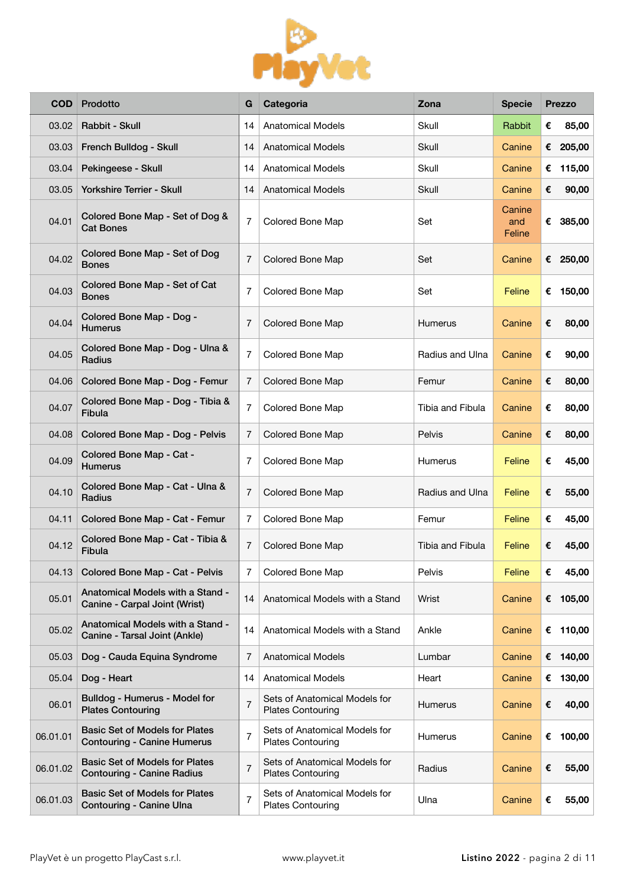| COD | Prodotto | G | Categoria | Zona | Specie | Prezzo |
|---|---|---|---|---|---|---|
| 03.02 | Rabbit - Skull | 14 | Anatomical Models | Skull | Rabbit | € 85,00 |
| 03.03 | French Bulldog - Skull | 14 | Anatomical Models | Skull | Canine | € 205,00 |
| 03.04 | Pekingeese - Skull | 14 | Anatomical Models | Skull | Canine | € 115,00 |
| 03.05 | Yorkshire Terrier - Skull | 14 | Anatomical Models | Skull | Canine | € 90,00 |
| 04.01 | Colored Bone Map - Set of Dog & Cat Bones | 7 | Colored Bone Map | Set | Canine and Feline | € 385,00 |
| 04.02 | Colored Bone Map - Set of Dog Bones | 7 | Colored Bone Map | Set | Canine | € 250,00 |
| 04.03 | Colored Bone Map - Set of Cat Bones | 7 | Colored Bone Map | Set | Feline | € 150,00 |
| 04.04 | Colored Bone Map - Dog - Humerus | 7 | Colored Bone Map | Humerus | Canine | € 80,00 |
| 04.05 | Colored Bone Map - Dog - Ulna & Radius | 7 | Colored Bone Map | Radius and Ulna | Canine | € 90,00 |
| 04.06 | Colored Bone Map - Dog - Femur | 7 | Colored Bone Map | Femur | Canine | € 80,00 |
| 04.07 | Colored Bone Map - Dog - Tibia & Fibula | 7 | Colored Bone Map | Tibia and Fibula | Canine | € 80,00 |
| 04.08 | Colored Bone Map - Dog - Pelvis | 7 | Colored Bone Map | Pelvis | Canine | € 80,00 |
| 04.09 | Colored Bone Map - Cat - Humerus | 7 | Colored Bone Map | Humerus | Feline | € 45,00 |
| 04.10 | Colored Bone Map - Cat - Ulna & Radius | 7 | Colored Bone Map | Radius and Ulna | Feline | € 55,00 |
| 04.11 | Colored Bone Map - Cat - Femur | 7 | Colored Bone Map | Femur | Feline | € 45,00 |
| 04.12 | Colored Bone Map - Cat - Tibia & Fibula | 7 | Colored Bone Map | Tibia and Fibula | Feline | € 45,00 |
| 04.13 | Colored Bone Map - Cat - Pelvis | 7 | Colored Bone Map | Pelvis | Feline | € 45,00 |
| 05.01 | Anatomical Models with a Stand - Canine - Carpal Joint (Wrist) | 14 | Anatomical Models with a Stand | Wrist | Canine | € 105,00 |
| 05.02 | Anatomical Models with a Stand - Canine - Tarsal Joint (Ankle) | 14 | Anatomical Models with a Stand | Ankle | Canine | € 110,00 |
| 05.03 | Dog - Cauda Equina Syndrome | 7 | Anatomical Models | Lumbar | Canine | € 140,00 |
| 05.04 | Dog - Heart | 14 | Anatomical Models | Heart | Canine | € 130,00 |
| 06.01 | Bulldog - Humerus - Model for Plates Contouring | 7 | Sets of Anatomical Models for Plates Contouring | Humerus | Canine | € 40,00 |
| 06.01.01 | Basic Set of Models for Plates Contouring - Canine Humerus | 7 | Sets of Anatomical Models for Plates Contouring | Humerus | Canine | € 100,00 |
| 06.01.02 | Basic Set of Models for Plates Contouring - Canine Radius | 7 | Sets of Anatomical Models for Plates Contouring | Radius | Canine | € 55,00 |
| 06.01.03 | Basic Set of Models for Plates Contouring - Canine Ulna | 7 | Sets of Anatomical Models for Plates Contouring | Ulna | Canine | € 55,00 |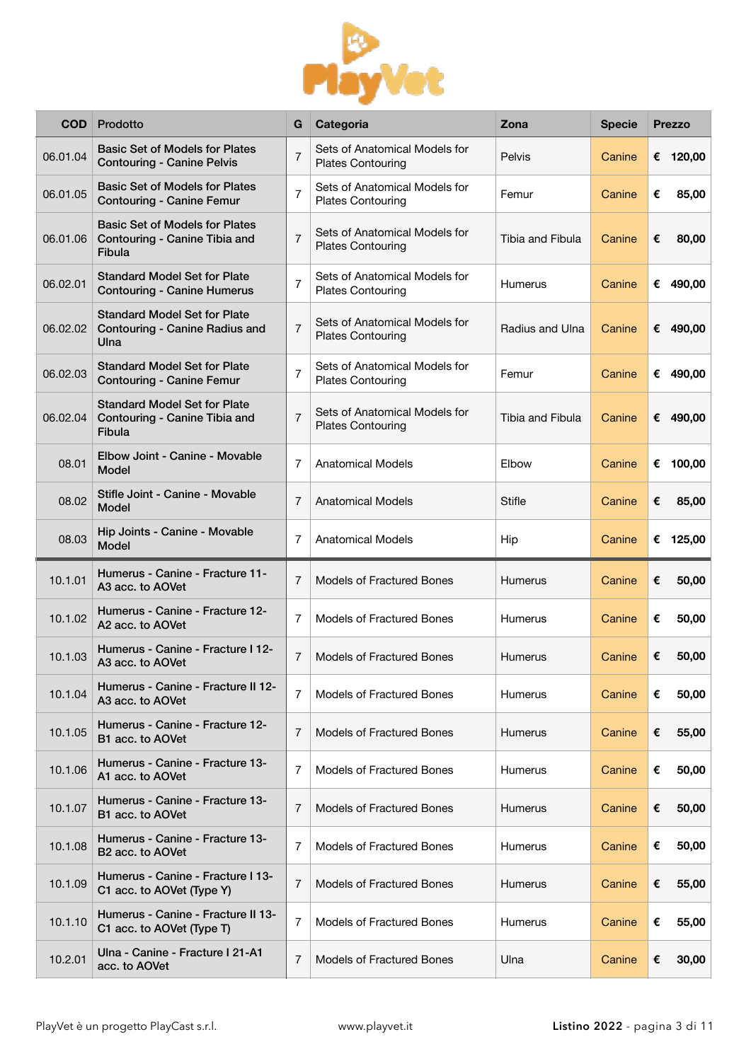| COD | Prodotto | G | Categoria | Zona | Specie | Prezzo |
|---|---|---|---|---|---|---|
| 06.01.04 | Basic Set of Models for Plates Contouring - Canine Pelvis | 7 | Sets of Anatomical Models for Plates Contouring | Pelvis | Canine | € 120,00 |
| 06.01.05 | Basic Set of Models for Plates Contouring - Canine Femur | 7 | Sets of Anatomical Models for Plates Contouring | Femur | Canine | € 85,00 |
| 06.01.06 | Basic Set of Models for Plates Contouring - Canine Tibia and Fibula | 7 | Sets of Anatomical Models for Plates Contouring | Tibia and Fibula | Canine | € 80,00 |
| 06.02.01 | Standard Model Set for Plate Contouring - Canine Humerus | 7 | Sets of Anatomical Models for Plates Contouring | Humerus | Canine | € 490,00 |
| 06.02.02 | Standard Model Set for Plate Contouring - Canine Radius and Ulna | 7 | Sets of Anatomical Models for Plates Contouring | Radius and Ulna | Canine | € 490,00 |
| 06.02.03 | Standard Model Set for Plate Contouring - Canine Femur | 7 | Sets of Anatomical Models for Plates Contouring | Femur | Canine | € 490,00 |
| 06.02.04 | Standard Model Set for Plate Contouring - Canine Tibia and Fibula | 7 | Sets of Anatomical Models for Plates Contouring | Tibia and Fibula | Canine | € 490,00 |
| 08.01 | Elbow Joint - Canine - Movable Model | 7 | Anatomical Models | Elbow | Canine | € 100,00 |
| 08.02 | Stifle Joint - Canine - Movable Model | 7 | Anatomical Models | Stifle | Canine | € 85,00 |
| 08.03 | Hip Joints - Canine - Movable Model | 7 | Anatomical Models | Hip | Canine | € 125,00 |
| 10.1.01 | Humerus - Canine - Fracture 11-A3 acc. to AOVet | 7 | Models of Fractured Bones | Humerus | Canine | € 50,00 |
| 10.1.02 | Humerus - Canine - Fracture 12-A2 acc. to AOVet | 7 | Models of Fractured Bones | Humerus | Canine | € 50,00 |
| 10.1.03 | Humerus - Canine - Fracture I 12-A3 acc. to AOVet | 7 | Models of Fractured Bones | Humerus | Canine | € 50,00 |
| 10.1.04 | Humerus - Canine - Fracture II 12-A3 acc. to AOVet | 7 | Models of Fractured Bones | Humerus | Canine | € 50,00 |
| 10.1.05 | Humerus - Canine - Fracture 12-B1 acc. to AOVet | 7 | Models of Fractured Bones | Humerus | Canine | € 55,00 |
| 10.1.06 | Humerus - Canine - Fracture 13-A1 acc. to AOVet | 7 | Models of Fractured Bones | Humerus | Canine | € 50,00 |
| 10.1.07 | Humerus - Canine - Fracture 13-B1 acc. to AOVet | 7 | Models of Fractured Bones | Humerus | Canine | € 50,00 |
| 10.1.08 | Humerus - Canine - Fracture 13-B2 acc. to AOVet | 7 | Models of Fractured Bones | Humerus | Canine | € 50,00 |
| 10.1.09 | Humerus - Canine - Fracture I 13-C1 acc. to AOVet (Type Y) | 7 | Models of Fractured Bones | Humerus | Canine | € 55,00 |
| 10.1.10 | Humerus - Canine - Fracture II 13-C1 acc. to AOVet (Type T) | 7 | Models of Fractured Bones | Humerus | Canine | € 55,00 |
| 10.2.01 | Ulna - Canine - Fracture I 21-A1 acc. to AOVet | 7 | Models of Fractured Bones | Ulna | Canine | € 30,00 |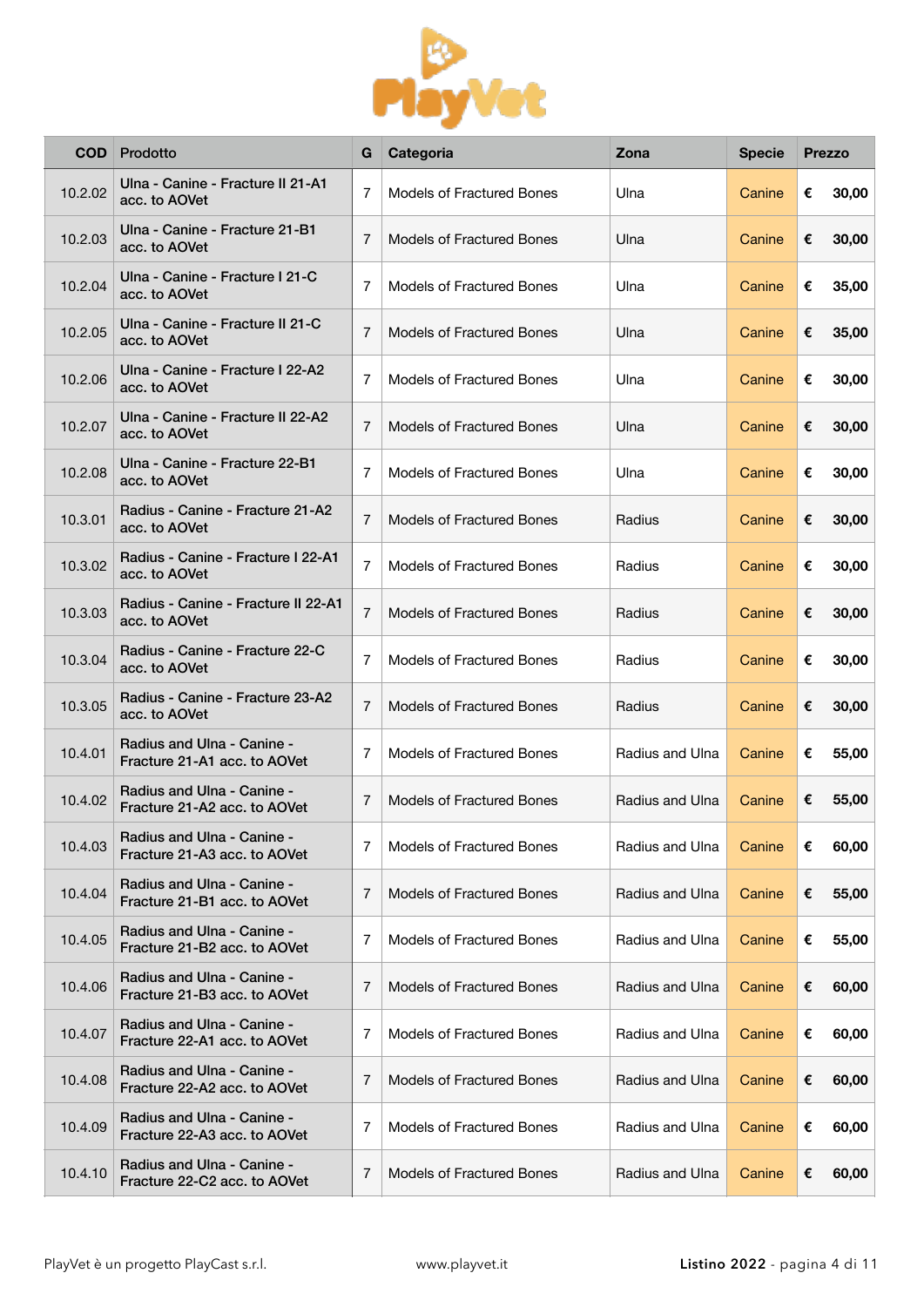| COD | Prodotto | G | Categoria | Zona | Specie | Prezzo |
|---|---|---|---|---|---|---|
| 10.2.02 | Ulna - Canine - Fracture II 21-A1 acc. to AOVet | 7 | Models of Fractured Bones | Ulna | Canine | € 30,00 |
| 10.2.03 | Ulna - Canine - Fracture 21-B1 acc. to AOVet | 7 | Models of Fractured Bones | Ulna | Canine | € 30,00 |
| 10.2.04 | Ulna - Canine - Fracture I 21-C acc. to AOVet | 7 | Models of Fractured Bones | Ulna | Canine | € 35,00 |
| 10.2.05 | Ulna - Canine - Fracture II 21-C acc. to AOVet | 7 | Models of Fractured Bones | Ulna | Canine | € 35,00 |
| 10.2.06 | Ulna - Canine - Fracture I 22-A2 acc. to AOVet | 7 | Models of Fractured Bones | Ulna | Canine | € 30,00 |
| 10.2.07 | Ulna - Canine - Fracture II 22-A2 acc. to AOVet | 7 | Models of Fractured Bones | Ulna | Canine | € 30,00 |
| 10.2.08 | Ulna - Canine - Fracture 22-B1 acc. to AOVet | 7 | Models of Fractured Bones | Ulna | Canine | € 30,00 |
| 10.3.01 | Radius - Canine - Fracture 21-A2 acc. to AOVet | 7 | Models of Fractured Bones | Radius | Canine | € 30,00 |
| 10.3.02 | Radius - Canine - Fracture I 22-A1 acc. to AOVet | 7 | Models of Fractured Bones | Radius | Canine | € 30,00 |
| 10.3.03 | Radius - Canine - Fracture II 22-A1 acc. to AOVet | 7 | Models of Fractured Bones | Radius | Canine | € 30,00 |
| 10.3.04 | Radius - Canine - Fracture 22-C acc. to AOVet | 7 | Models of Fractured Bones | Radius | Canine | € 30,00 |
| 10.3.05 | Radius - Canine - Fracture 23-A2 acc. to AOVet | 7 | Models of Fractured Bones | Radius | Canine | € 30,00 |
| 10.4.01 | Radius and Ulna - Canine - Fracture 21-A1 acc. to AOVet | 7 | Models of Fractured Bones | Radius and Ulna | Canine | € 55,00 |
| 10.4.02 | Radius and Ulna - Canine - Fracture 21-A2 acc. to AOVet | 7 | Models of Fractured Bones | Radius and Ulna | Canine | € 55,00 |
| 10.4.03 | Radius and Ulna - Canine - Fracture 21-A3 acc. to AOVet | 7 | Models of Fractured Bones | Radius and Ulna | Canine | € 60,00 |
| 10.4.04 | Radius and Ulna - Canine - Fracture 21-B1 acc. to AOVet | 7 | Models of Fractured Bones | Radius and Ulna | Canine | € 55,00 |
| 10.4.05 | Radius and Ulna - Canine - Fracture 21-B2 acc. to AOVet | 7 | Models of Fractured Bones | Radius and Ulna | Canine | € 55,00 |
| 10.4.06 | Radius and Ulna - Canine - Fracture 21-B3 acc. to AOVet | 7 | Models of Fractured Bones | Radius and Ulna | Canine | € 60,00 |
| 10.4.07 | Radius and Ulna - Canine - Fracture 22-A1 acc. to AOVet | 7 | Models of Fractured Bones | Radius and Ulna | Canine | € 60,00 |
| 10.4.08 | Radius and Ulna - Canine - Fracture 22-A2 acc. to AOVet | 7 | Models of Fractured Bones | Radius and Ulna | Canine | € 60,00 |
| 10.4.09 | Radius and Ulna - Canine - Fracture 22-A3 acc. to AOVet | 7 | Models of Fractured Bones | Radius and Ulna | Canine | € 60,00 |
| 10.4.10 | Radius and Ulna - Canine - Fracture 22-C2 acc. to AOVet | 7 | Models of Fractured Bones | Radius and Ulna | Canine | € 60,00 |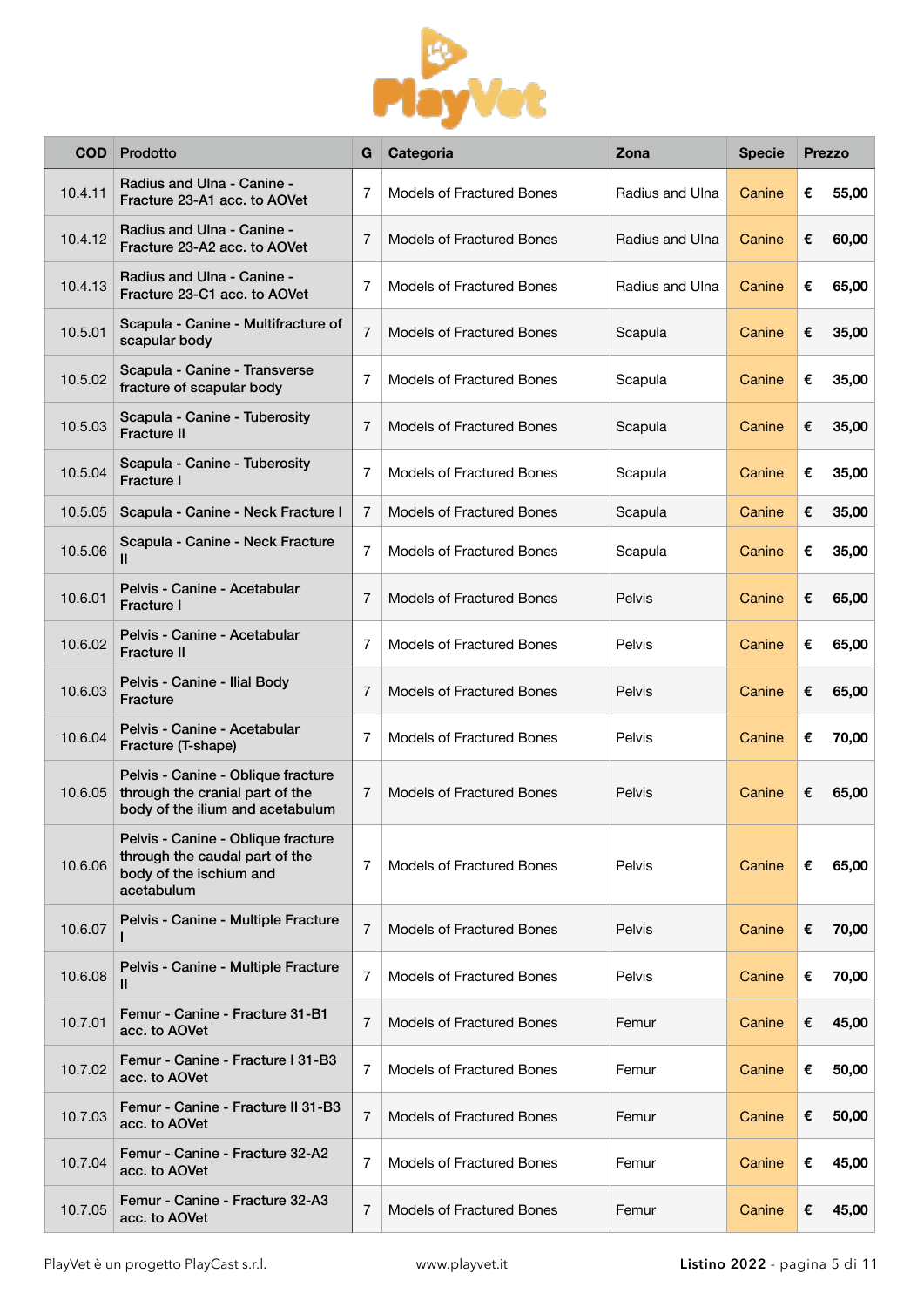| COD | Prodotto | G | Categoria | Zona | Specie | Prezzo |
|---|---|---|---|---|---|---|
| 10.4.11 | Radius and Ulna - Canine - Fracture 23-A1 acc. to AOVet | 7 | Models of Fractured Bones | Radius and Ulna | Canine | € 55,00 |
| 10.4.12 | Radius and Ulna - Canine - Fracture 23-A2 acc. to AOVet | 7 | Models of Fractured Bones | Radius and Ulna | Canine | € 60,00 |
| 10.4.13 | Radius and Ulna - Canine - Fracture 23-C1 acc. to AOVet | 7 | Models of Fractured Bones | Radius and Ulna | Canine | € 65,00 |
| 10.5.01 | Scapula - Canine - Multifracture of scapular body | 7 | Models of Fractured Bones | Scapula | Canine | € 35,00 |
| 10.5.02 | Scapula - Canine - Transverse fracture of scapular body | 7 | Models of Fractured Bones | Scapula | Canine | € 35,00 |
| 10.5.03 | Scapula - Canine - Tuberosity Fracture II | 7 | Models of Fractured Bones | Scapula | Canine | € 35,00 |
| 10.5.04 | Scapula - Canine - Tuberosity Fracture I | 7 | Models of Fractured Bones | Scapula | Canine | € 35,00 |
| 10.5.05 | Scapula - Canine - Neck Fracture I | 7 | Models of Fractured Bones | Scapula | Canine | € 35,00 |
| 10.5.06 | Scapula - Canine - Neck Fracture II | 7 | Models of Fractured Bones | Scapula | Canine | € 35,00 |
| 10.6.01 | Pelvis - Canine - Acetabular Fracture I | 7 | Models of Fractured Bones | Pelvis | Canine | € 65,00 |
| 10.6.02 | Pelvis - Canine - Acetabular Fracture II | 7 | Models of Fractured Bones | Pelvis | Canine | € 65,00 |
| 10.6.03 | Pelvis - Canine - Ilial Body Fracture | 7 | Models of Fractured Bones | Pelvis | Canine | € 65,00 |
| 10.6.04 | Pelvis - Canine - Acetabular Fracture (T-shape) | 7 | Models of Fractured Bones | Pelvis | Canine | € 70,00 |
| 10.6.05 | Pelvis - Canine - Oblique fracture through the cranial part of the body of the ilium and acetabulum | 7 | Models of Fractured Bones | Pelvis | Canine | € 65,00 |
| 10.6.06 | Pelvis - Canine - Oblique fracture through the caudal part of the body of the ischium and acetabulum | 7 | Models of Fractured Bones | Pelvis | Canine | € 65,00 |
| 10.6.07 | Pelvis - Canine - Multiple Fracture I | 7 | Models of Fractured Bones | Pelvis | Canine | € 70,00 |
| 10.6.08 | Pelvis - Canine - Multiple Fracture II | 7 | Models of Fractured Bones | Pelvis | Canine | € 70,00 |
| 10.7.01 | Femur - Canine - Fracture 31-B1 acc. to AOVet | 7 | Models of Fractured Bones | Femur | Canine | € 45,00 |
| 10.7.02 | Femur - Canine - Fracture I 31-B3 acc. to AOVet | 7 | Models of Fractured Bones | Femur | Canine | € 50,00 |
| 10.7.03 | Femur - Canine - Fracture II 31-B3 acc. to AOVet | 7 | Models of Fractured Bones | Femur | Canine | € 50,00 |
| 10.7.04 | Femur - Canine - Fracture 32-A2 acc. to AOVet | 7 | Models of Fractured Bones | Femur | Canine | € 45,00 |
| 10.7.05 | Femur - Canine - Fracture 32-A3 acc. to AOVet | 7 | Models of Fractured Bones | Femur | Canine | € 45,00 |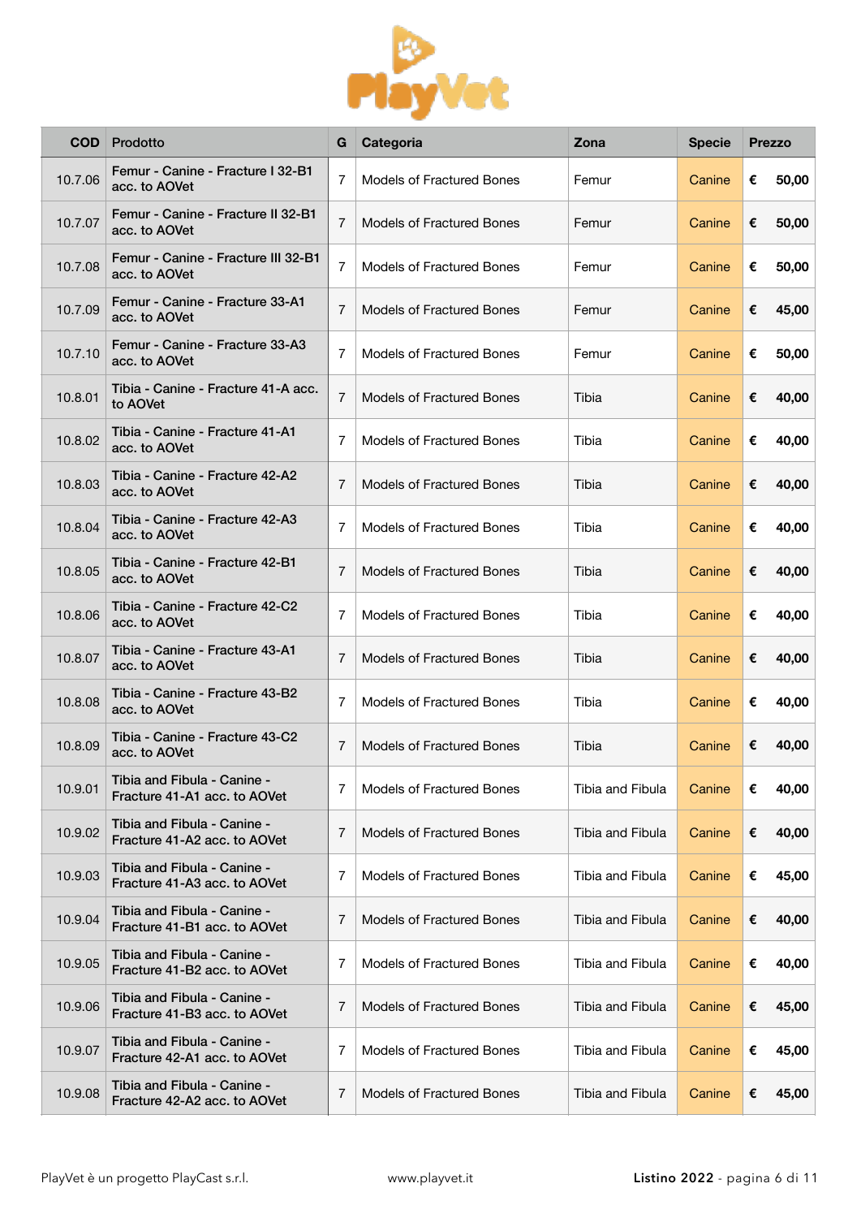| COD | Prodotto | G | Categoria | Zona | Specie | Prezzo |
|---|---|---|---|---|---|---|
| 10.7.06 | Femur - Canine - Fracture I 32-B1 acc. to AOVet | 7 | Models of Fractured Bones | Femur | Canine | € 50,00 |
| 10.7.07 | Femur - Canine - Fracture II 32-B1 acc. to AOVet | 7 | Models of Fractured Bones | Femur | Canine | € 50,00 |
| 10.7.08 | Femur - Canine - Fracture III 32-B1 acc. to AOVet | 7 | Models of Fractured Bones | Femur | Canine | € 50,00 |
| 10.7.09 | Femur - Canine - Fracture 33-A1 acc. to AOVet | 7 | Models of Fractured Bones | Femur | Canine | € 45,00 |
| 10.7.10 | Femur - Canine - Fracture 33-A3 acc. to AOVet | 7 | Models of Fractured Bones | Femur | Canine | € 50,00 |
| 10.8.01 | Tibia - Canine - Fracture 41-A acc. to AOVet | 7 | Models of Fractured Bones | Tibia | Canine | € 40,00 |
| 10.8.02 | Tibia - Canine - Fracture 41-A1 acc. to AOVet | 7 | Models of Fractured Bones | Tibia | Canine | € 40,00 |
| 10.8.03 | Tibia - Canine - Fracture 42-A2 acc. to AOVet | 7 | Models of Fractured Bones | Tibia | Canine | € 40,00 |
| 10.8.04 | Tibia - Canine - Fracture 42-A3 acc. to AOVet | 7 | Models of Fractured Bones | Tibia | Canine | € 40,00 |
| 10.8.05 | Tibia - Canine - Fracture 42-B1 acc. to AOVet | 7 | Models of Fractured Bones | Tibia | Canine | € 40,00 |
| 10.8.06 | Tibia - Canine - Fracture 42-C2 acc. to AOVet | 7 | Models of Fractured Bones | Tibia | Canine | € 40,00 |
| 10.8.07 | Tibia - Canine - Fracture 43-A1 acc. to AOVet | 7 | Models of Fractured Bones | Tibia | Canine | € 40,00 |
| 10.8.08 | Tibia - Canine - Fracture 43-B2 acc. to AOVet | 7 | Models of Fractured Bones | Tibia | Canine | € 40,00 |
| 10.8.09 | Tibia - Canine - Fracture 43-C2 acc. to AOVet | 7 | Models of Fractured Bones | Tibia | Canine | € 40,00 |
| 10.9.01 | Tibia and Fibula - Canine - Fracture 41-A1 acc. to AOVet | 7 | Models of Fractured Bones | Tibia and Fibula | Canine | € 40,00 |
| 10.9.02 | Tibia and Fibula - Canine - Fracture 41-A2 acc. to AOVet | 7 | Models of Fractured Bones | Tibia and Fibula | Canine | € 40,00 |
| 10.9.03 | Tibia and Fibula - Canine - Fracture 41-A3 acc. to AOVet | 7 | Models of Fractured Bones | Tibia and Fibula | Canine | € 45,00 |
| 10.9.04 | Tibia and Fibula - Canine - Fracture 41-B1 acc. to AOVet | 7 | Models of Fractured Bones | Tibia and Fibula | Canine | € 40,00 |
| 10.9.05 | Tibia and Fibula - Canine - Fracture 41-B2 acc. to AOVet | 7 | Models of Fractured Bones | Tibia and Fibula | Canine | € 40,00 |
| 10.9.06 | Tibia and Fibula - Canine - Fracture 41-B3 acc. to AOVet | 7 | Models of Fractured Bones | Tibia and Fibula | Canine | € 45,00 |
| 10.9.07 | Tibia and Fibula - Canine - Fracture 42-A1 acc. to AOVet | 7 | Models of Fractured Bones | Tibia and Fibula | Canine | € 45,00 |
| 10.9.08 | Tibia and Fibula - Canine - Fracture 42-A2 acc. to AOVet | 7 | Models of Fractured Bones | Tibia and Fibula | Canine | € 45,00 |

PlayVet è un progetto PlayCast s.r.l. www.playvet.it **Listino 2022**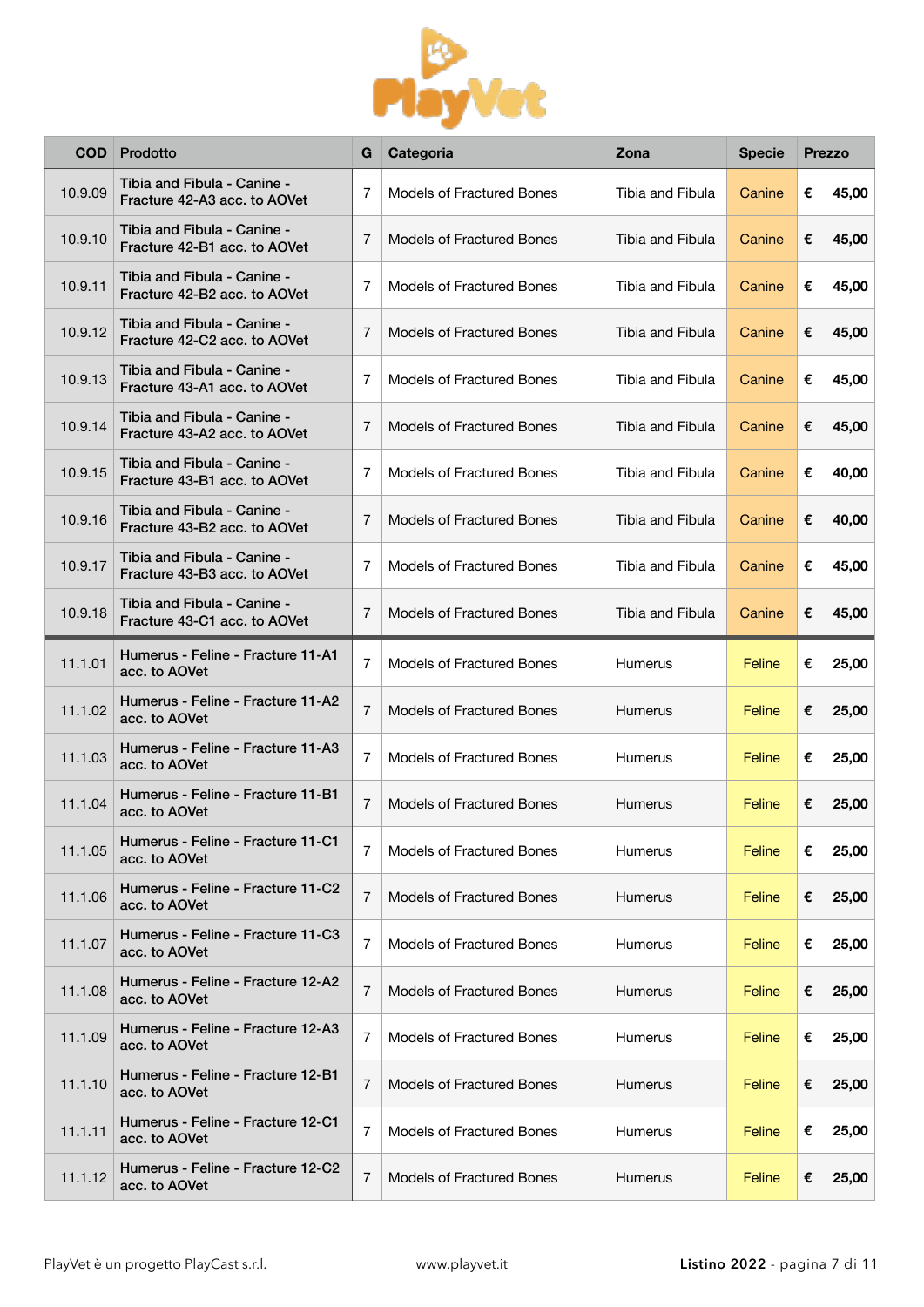| COD | Prodotto | G | Categoria | Zona | Specie | Prezzo |
|---|---|---|---|---|---|---|
| 10.9.09 | Tibia and Fibula - Canine - Fracture 42-A3 acc. to AOVet | 7 | Models of Fractured Bones | Tibia and Fibula | Canine | € 45,00 |
| 10.9.10 | Tibia and Fibula - Canine - Fracture 42-B1 acc. to AOVet | 7 | Models of Fractured Bones | Tibia and Fibula | Canine | € 45,00 |
| 10.9.11 | Tibia and Fibula - Canine - Fracture 42-B2 acc. to AOVet | 7 | Models of Fractured Bones | Tibia and Fibula | Canine | € 45,00 |
| 10.9.12 | Tibia and Fibula - Canine - Fracture 42-C2 acc. to AOVet | 7 | Models of Fractured Bones | Tibia and Fibula | Canine | € 45,00 |
| 10.9.13 | Tibia and Fibula - Canine - Fracture 43-A1 acc. to AOVet | 7 | Models of Fractured Bones | Tibia and Fibula | Canine | € 45,00 |
| 10.9.14 | Tibia and Fibula - Canine - Fracture 43-A2 acc. to AOVet | 7 | Models of Fractured Bones | Tibia and Fibula | Canine | € 45,00 |
| 10.9.15 | Tibia and Fibula - Canine - Fracture 43-B1 acc. to AOVet | 7 | Models of Fractured Bones | Tibia and Fibula | Canine | € 40,00 |
| 10.9.16 | Tibia and Fibula - Canine - Fracture 43-B2 acc. to AOVet | 7 | Models of Fractured Bones | Tibia and Fibula | Canine | € 40,00 |
| 10.9.17 | Tibia and Fibula - Canine - Fracture 43-B3 acc. to AOVet | 7 | Models of Fractured Bones | Tibia and Fibula | Canine | € 45,00 |
| 10.9.18 | Tibia and Fibula - Canine - Fracture 43-C1 acc. to AOVet | 7 | Models of Fractured Bones | Tibia and Fibula | Canine | € 45,00 |
| 11.1.01 | **Humerus - Feline - Fracture 11-A1 acc. to AOVet** | 7 | Models of Fractured Bones | Humerus | Feline | € 25,00 |
| 11.1.02 | **Humerus - Feline - Fracture 11-A2 acc. to AOVet** | 7 | Models of Fractured Bones | Humerus | Feline | € 25,00 |
| 11.1.03 | **Humerus - Feline - Fracture 11-A3 acc. to AOVet** | 7 | Models of Fractured Bones | Humerus | Feline | € 25,00 |
| 11.1.04 | **Humerus - Feline - Fracture 11-B1 acc. to AOVet** | 7 | Models of Fractured Bones | Humerus | Feline | € 25,00 |
| 11.1.05 | **Humerus - Feline - Fracture 11-C1 acc. to AOVet** | 7 | Models of Fractured Bones | Humerus | Feline | € 25,00 |
| 11.1.06 | **Humerus - Feline - Fracture 11-C2 acc. to AOVet** | 7 | Models of Fractured Bones | Humerus | Feline | € 25,00 |
| 11.1.07 | **Humerus - Feline - Fracture 11-C3 acc. to AOVet** | 7 | Models of Fractured Bones | Humerus | Feline | € 25,00 |
| 11.1.08 | **Humerus - Feline - Fracture 12-A2 acc. to AOVet** | 7 | Models of Fractured Bones | Humerus | Feline | € 25,00 |
| 11.1.09 | **Humerus - Feline - Fracture 12-A3 acc. to AOVet** | 7 | Models of Fractured Bones | Humerus | Feline | € 25,00 |
| 11.1.10 | **Humerus - Feline - Fracture 12-B1 acc. to AOVet** | 7 | Models of Fractured Bones | Humerus | Feline | € 25,00 |
| 11.1.11 | **Humerus - Feline - Fracture 12-C1 acc. to AOVet** | 7 | Models of Fractured Bones | Humerus | Feline | € 25,00 |
| 11.1.12 | **Humerus - Feline - Fracture 12-C2 acc. to AOVet** | 7 | Models of Fractured Bones | Humerus | Feline | € 25,00 |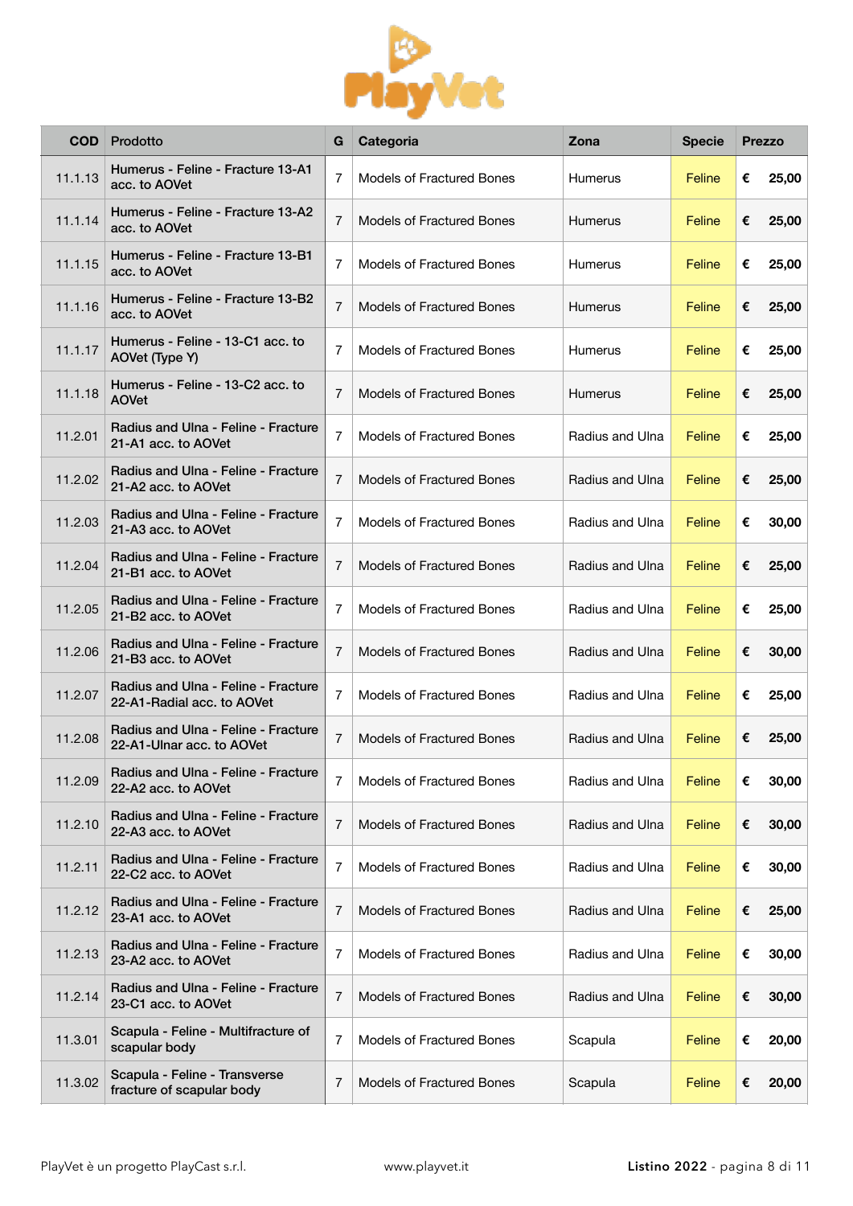| COD | Prodotto | G | Categoria | Zona | Specie | Prezzo |
|---|---|---|---|---|---|---|
| 11.1.13 | Humerus - Feline - Fracture 13-A1 acc. to AOVet | 7 | Models of Fractured Bones | Humerus | Feline | € 25,00 |
| 11.1.14 | Humerus - Feline - Fracture 13-A2 acc. to AOVet | 7 | Models of Fractured Bones | Humerus | Feline | € 25,00 |
| 11.1.15 | Humerus - Feline - Fracture 13-B1 acc. to AOVet | 7 | Models of Fractured Bones | Humerus | Feline | € 25,00 |
| 11.1.16 | Humerus - Feline - Fracture 13-B2 acc. to AOVet | 7 | Models of Fractured Bones | Humerus | Feline | € 25,00 |
| 11.1.17 | Humerus - Feline - 13-C1 acc. to AOVet (Type Y) | 7 | Models of Fractured Bones | Humerus | Feline | € 25,00 |
| 11.1.18 | Humerus - Feline - 13-C2 acc. to AOVet | 7 | Models of Fractured Bones | Humerus | Feline | € 25,00 |
| 11.2.01 | Radius and Ulna - Feline - Fracture 21-A1 acc. to AOVet | 7 | Models of Fractured Bones | Radius and Ulna | Feline | € 25,00 |
| 11.2.02 | Radius and Ulna - Feline - Fracture 21-A2 acc. to AOVet | 7 | Models of Fractured Bones | Radius and Ulna | Feline | € 25,00 |
| 11.2.03 | Radius and Ulna - Feline - Fracture 21-A3 acc. to AOVet | 7 | Models of Fractured Bones | Radius and Ulna | Feline | € 30,00 |
| 11.2.04 | Radius and Ulna - Feline - Fracture 21-B1 acc. to AOVet | 7 | Models of Fractured Bones | Radius and Ulna | Feline | € 25,00 |
| 11.2.05 | Radius and Ulna - Feline - Fracture 21-B2 acc. to AOVet | 7 | Models of Fractured Bones | Radius and Ulna | Feline | € 25,00 |
| 11.2.06 | Radius and Ulna - Feline - Fracture 21-B3 acc. to AOVet | 7 | Models of Fractured Bones | Radius and Ulna | Feline | € 30,00 |
| 11.2.07 | Radius and Ulna - Feline - Fracture 22-A1-Radial acc. to AOVet | 7 | Models of Fractured Bones | Radius and Ulna | Feline | € 25,00 |
| 11.2.08 | Radius and Ulna - Feline - Fracture 22-A1-Ulnar acc. to AOVet | 7 | Models of Fractured Bones | Radius and Ulna | Feline | € 25,00 |
| 11.2.09 | Radius and Ulna - Feline - Fracture 22-A2 acc. to AOVet | 7 | Models of Fractured Bones | Radius and Ulna | Feline | € 30,00 |
| 11.2.10 | Radius and Ulna - Feline - Fracture 22-A3 acc. to AOVet | 7 | Models of Fractured Bones | Radius and Ulna | Feline | € 30,00 |
| 11.2.11 | Radius and Ulna - Feline - Fracture 22-C2 acc. to AOVet | 7 | Models of Fractured Bones | Radius and Ulna | Feline | € 30,00 |
| 11.2.12 | Radius and Ulna - Feline - Fracture 23-A1 acc. to AOVet | 7 | Models of Fractured Bones | Radius and Ulna | Feline | € 25,00 |
| 11.2.13 | Radius and Ulna - Feline - Fracture 23-A2 acc. to AOVet | 7 | Models of Fractured Bones | Radius and Ulna | Feline | € 30,00 |
| 11.2.14 | Radius and Ulna - Feline - Fracture 23-C1 acc. to AOVet | 7 | Models of Fractured Bones | Radius and Ulna | Feline | € 30,00 |
| 11.3.01 | Scapula - Feline - Multifracture of scapular body | 7 | Models of Fractured Bones | Scapula | Feline | € 20,00 |
| 11.3.02 | Scapula - Feline - Transverse fracture of scapular body | 7 | Models of Fractured Bones | Scapula | Feline | € 20,00 |

PlayVet è un progetto PlayCast s.r.l. www.playvet.it **Listino 2022**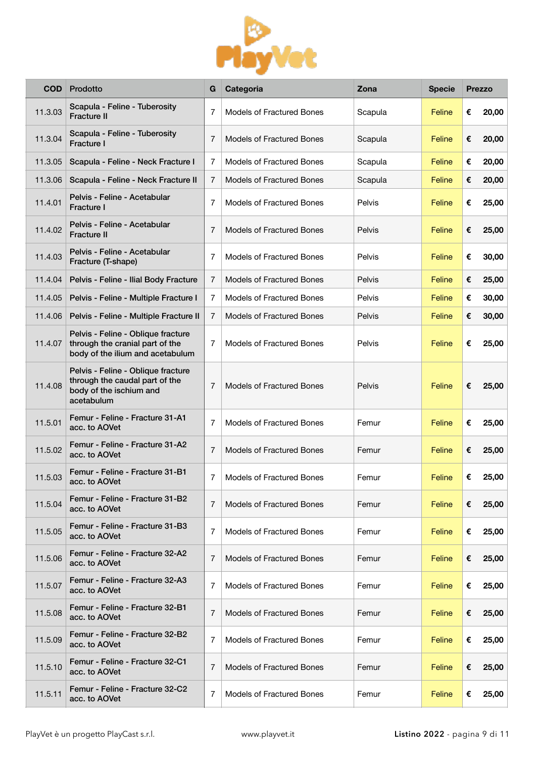| COD | Prodotto | G | Categoria | Zona | Specie | Prezzo |
|---|---|---|---|---|---|---|
| 11.3.03 | Scapula - Feline - Tuberosity Fracture II | 7 | Models of Fractured Bones | Scapula | Feline | € 20,00 |
| 11.3.04 | Scapula - Feline - Tuberosity Fracture I | 7 | Models of Fractured Bones | Scapula | Feline | € 20,00 |
| 11.3.05 | Scapula - Feline - Neck Fracture I | 7 | Models of Fractured Bones | Scapula | Feline | € 20,00 |
| 11.3.06 | Scapula - Feline - Neck Fracture II | 7 | Models of Fractured Bones | Scapula | Feline | € 20,00 |
| 11.4.01 | Pelvis - Feline - Acetabular Fracture I | 7 | Models of Fractured Bones | Pelvis | Feline | € 25,00 |
| 11.4.02 | Pelvis - Feline - Acetabular Fracture II | 7 | Models of Fractured Bones | Pelvis | Feline | € 25,00 |
| 11.4.03 | Pelvis - Feline - Acetabular Fracture (T-shape) | 7 | Models of Fractured Bones | Pelvis | Feline | € 30,00 |
| 11.4.04 | Pelvis - Feline - Ilial Body Fracture | 7 | Models of Fractured Bones | Pelvis | Feline | € 25,00 |
| 11.4.05 | Pelvis - Feline - Multiple Fracture I | 7 | Models of Fractured Bones | Pelvis | Feline | € 30,00 |
| 11.4.06 | Pelvis - Feline - Multiple Fracture II | 7 | Models of Fractured Bones | Pelvis | Feline | € 30,00 |
| 11.4.07 | Pelvis - Feline - Oblique fracture through the cranial part of the body of the ilium and acetabulum | 7 | Models of Fractured Bones | Pelvis | Feline | € 25,00 |
| 11.4.08 | Pelvis - Feline - Oblique fracture through the caudal part of the body of the ischium and acetabulum | 7 | Models of Fractured Bones | Pelvis | Feline | € 25,00 |
| 11.5.01 | Femur - Feline - Fracture 31-A1 acc. to AOVet | 7 | Models of Fractured Bones | Femur | Feline | € 25,00 |
| 11.5.02 | Femur - Feline - Fracture 31-A2 acc. to AOVet | 7 | Models of Fractured Bones | Femur | Feline | € 25,00 |
| 11.5.03 | Femur - Feline - Fracture 31-B1 acc. to AOVet | 7 | Models of Fractured Bones | Femur | Feline | € 25,00 |
| 11.5.04 | Femur - Feline - Fracture 31-B2 acc. to AOVet | 7 | Models of Fractured Bones | Femur | Feline | € 25,00 |
| 11.5.05 | Femur - Feline - Fracture 31-B3 acc. to AOVet | 7 | Models of Fractured Bones | Femur | Feline | € 25,00 |
| 11.5.06 | Femur - Feline - Fracture 32-A2 acc. to AOVet | 7 | Models of Fractured Bones | Femur | Feline | € 25,00 |
| 11.5.07 | Femur - Feline - Fracture 32-A3 acc. to AOVet | 7 | Models of Fractured Bones | Femur | Feline | € 25,00 |
| 11.5.08 | Femur - Feline - Fracture 32-B1 acc. to AOVet | 7 | Models of Fractured Bones | Femur | Feline | € 25,00 |
| 11.5.09 | Femur - Feline - Fracture 32-B2 acc. to AOVet | 7 | Models of Fractured Bones | Femur | Feline | € 25,00 |
| 11.5.10 | Femur - Feline - Fracture 32-C1 acc. to AOVet | 7 | Models of Fractured Bones | Femur | Feline | € 25,00 |
| 11.5.11 | Femur - Feline - Fracture 32-C2 acc. to AOVet | 7 | Models of Fractured Bones | Femur | Feline | € 25,00 |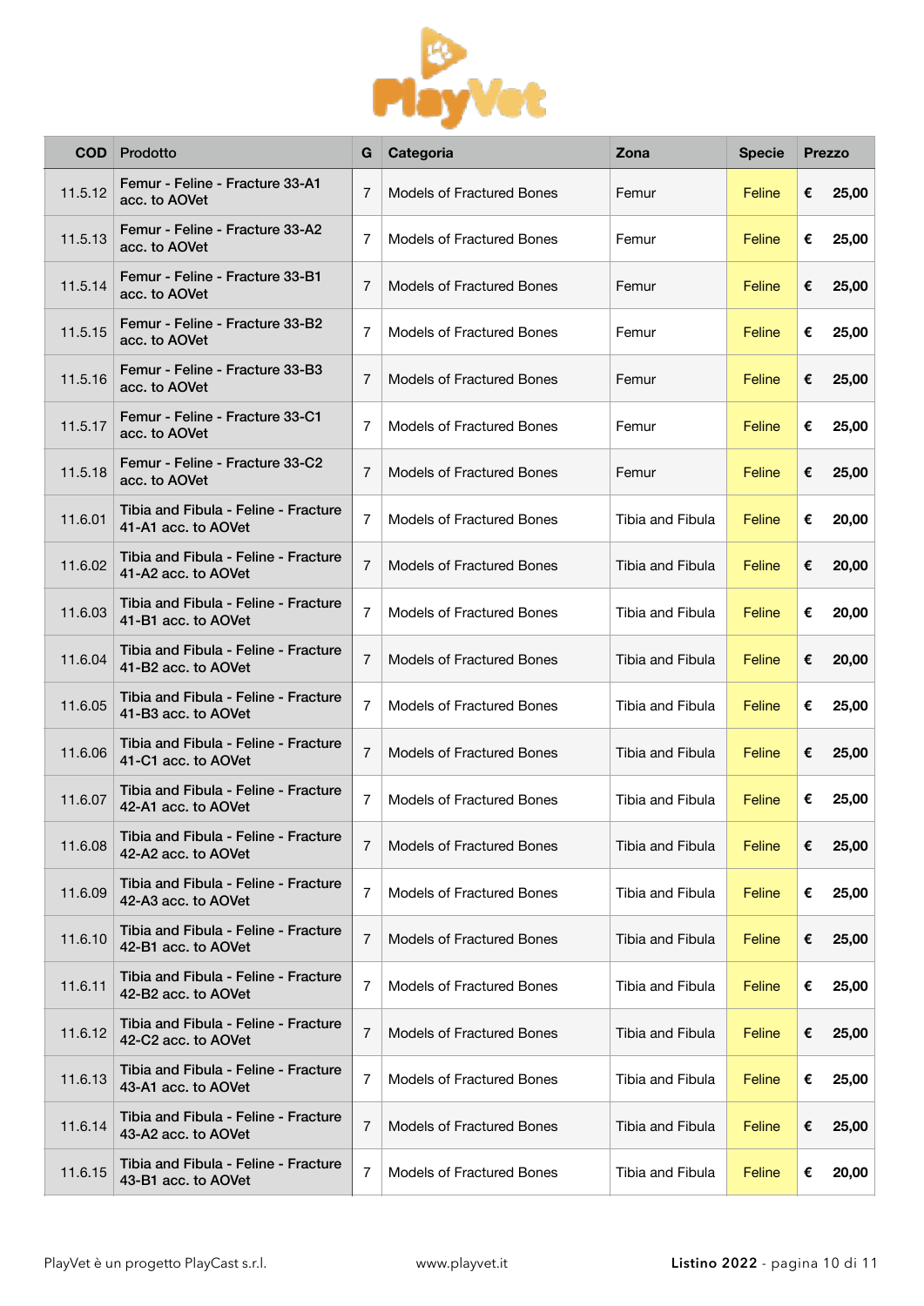| COD | Prodotto | G | Categoria | Zona | Specie | Prezzo |
|---|---|---|---|---|---|---|
| 11.5.12 | Femur - Feline - Fracture 33-A1 acc. to AOVet | 7 | Models of Fractured Bones | Femur | Feline | € 25,00 |
| 11.5.13 | Femur - Feline - Fracture 33-A2 acc. to AOVet | 7 | Models of Fractured Bones | Femur | Feline | € 25,00 |
| 11.5.14 | Femur - Feline - Fracture 33-B1 acc. to AOVet | 7 | Models of Fractured Bones | Femur | Feline | € 25,00 |
| 11.5.15 | Femur - Feline - Fracture 33-B2 acc. to AOVet | 7 | Models of Fractured Bones | Femur | Feline | € 25,00 |
| 11.5.16 | Femur - Feline - Fracture 33-B3 acc. to AOVet | 7 | Models of Fractured Bones | Femur | Feline | € 25,00 |
| 11.5.17 | Femur - Feline - Fracture 33-C1 acc. to AOVet | 7 | Models of Fractured Bones | Femur | Feline | € 25,00 |
| 11.5.18 | Femur - Feline - Fracture 33-C2 acc. to AOVet | 7 | Models of Fractured Bones | Femur | Feline | € 25,00 |
| 11.6.01 | Tibia and Fibula - Feline - Fracture 41-A1 acc. to AOVet | 7 | Models of Fractured Bones | Tibia and Fibula | Feline | € 20,00 |
| 11.6.02 | Tibia and Fibula - Feline - Fracture 41-A2 acc. to AOVet | 7 | Models of Fractured Bones | Tibia and Fibula | Feline | € 20,00 |
| 11.6.03 | Tibia and Fibula - Feline - Fracture 41-B1 acc. to AOVet | 7 | Models of Fractured Bones | Tibia and Fibula | Feline | € 20,00 |
| 11.6.04 | Tibia and Fibula - Feline - Fracture 41-B2 acc. to AOVet | 7 | Models of Fractured Bones | Tibia and Fibula | Feline | € 20,00 |
| 11.6.05 | Tibia and Fibula - Feline - Fracture 41-B3 acc. to AOVet | 7 | Models of Fractured Bones | Tibia and Fibula | Feline | € 25,00 |
| 11.6.06 | Tibia and Fibula - Feline - Fracture 41-C1 acc. to AOVet | 7 | Models of Fractured Bones | Tibia and Fibula | Feline | € 25,00 |
| 11.6.07 | Tibia and Fibula - Feline - Fracture 42-A1 acc. to AOVet | 7 | Models of Fractured Bones | Tibia and Fibula | Feline | € 25,00 |
| 11.6.08 | Tibia and Fibula - Feline - Fracture 42-A2 acc. to AOVet | 7 | Models of Fractured Bones | Tibia and Fibula | Feline | € 25,00 |
| 11.6.09 | Tibia and Fibula - Feline - Fracture 42-A3 acc. to AOVet | 7 | Models of Fractured Bones | Tibia and Fibula | Feline | € 25,00 |
| 11.6.10 | Tibia and Fibula - Feline - Fracture 42-B1 acc. to AOVet | 7 | Models of Fractured Bones | Tibia and Fibula | Feline | € 25,00 |
| 11.6.11 | Tibia and Fibula - Feline - Fracture 42-B2 acc. to AOVet | 7 | Models of Fractured Bones | Tibia and Fibula | Feline | € 25,00 |
| 11.6.12 | Tibia and Fibula - Feline - Fracture 42-C2 acc. to AOVet | 7 | Models of Fractured Bones | Tibia and Fibula | Feline | € 25,00 |
| 11.6.13 | Tibia and Fibula - Feline - Fracture 43-A1 acc. to AOVet | 7 | Models of Fractured Bones | Tibia and Fibula | Feline | € 25,00 |
| 11.6.14 | Tibia and Fibula - Feline - Fracture 43-A2 acc. to AOVet | 7 | Models of Fractured Bones | Tibia and Fibula | Feline | € 25,00 |
| 11.6.15 | Tibia and Fibula - Feline - Fracture 43-B1 acc. to AOVet | 7 | Models of Fractured Bones | Tibia and Fibula | Feline | € 20,00 |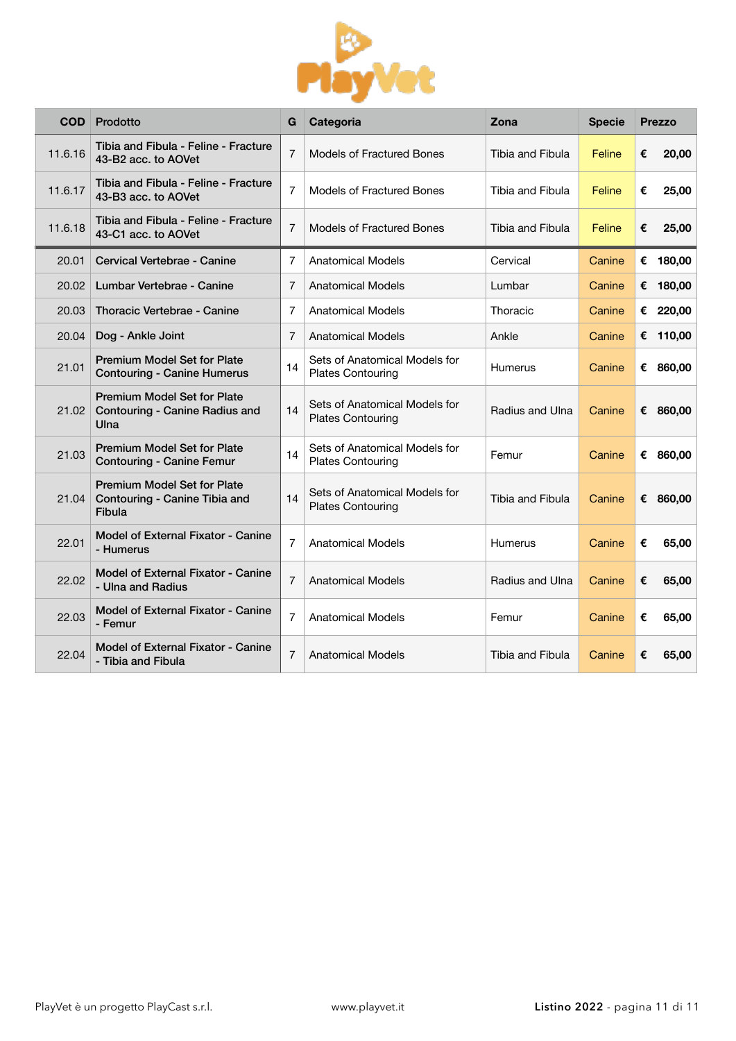| COD | Prodotto | G | Categoria | Zona | Specie | Prezzo |
|---|---|---|---|---|---|---|
| 11.6.16 | Tibia and Fibula - Feline - Fracture 43-B2 acc. to AOVet | 7 | Models of Fractured Bones | Tibia and Fibula | Feline | € 20,00 |
| 11.6.17 | Tibia and Fibula - Feline - Fracture 43-B3 acc. to AOVet | 7 | Models of Fractured Bones | Tibia and Fibula | Feline | € 25,00 |
| 11.6.18 | Tibia and Fibula - Feline - Fracture 43-C1 acc. to AOVet | 7 | Models of Fractured Bones | Tibia and Fibula | Feline | € 25,00 |
| 20.01 | Cervical Vertebrae - Canine | 7 | Anatomical Models | Cervical | Canine | € 180,00 |
| 20.02 | Lumbar Vertebrae - Canine | 7 | Anatomical Models | Lumbar | Canine | € 180,00 |
| 20.03 | Thoracic Vertebrae - Canine | 7 | Anatomical Models | Thoracic | Canine | € 220,00 |
| 20.04 | Dog - Ankle Joint | 7 | Anatomical Models | Ankle | Canine | € 110,00 |
| 21.01 | Premium Model Set for Plate Contouring - Canine Humerus | 14 | Sets of Anatomical Models for Plates Contouring | Humerus | Canine | € 860,00 |
| 21.02 | Premium Model Set for Plate Contouring - Canine Radius and Ulna | 14 | Sets of Anatomical Models for Plates Contouring | Radius and Ulna | Canine | € 860,00 |
| 21.03 | Premium Model Set for Plate Contouring - Canine Femur | 14 | Sets of Anatomical Models for Plates Contouring | Femur | Canine | € 860,00 |
| 21.04 | Premium Model Set for Plate Contouring - Canine Tibia and Fibula | 14 | Sets of Anatomical Models for Plates Contouring | Tibia and Fibula | Canine | € 860,00 |
| 22.01 | Model of External Fixator - Canine - Humerus | 7 | Anatomical Models | Humerus | Canine | € 65,00 |
| 22.02 | Model of External Fixator - Canine - Ulna and Radius | 7 | Anatomical Models | Radius and Ulna | Canine | € 65,00 |
| 22.03 | Model of External Fixator - Canine - Femur | 7 | Anatomical Models | Femur | Canine | € 65,00 |
| 22.04 | Model of External Fixator - Canine - Tibia and Fibula | 7 | Anatomical Models | Tibia and Fibula | Canine | € 65,00 |